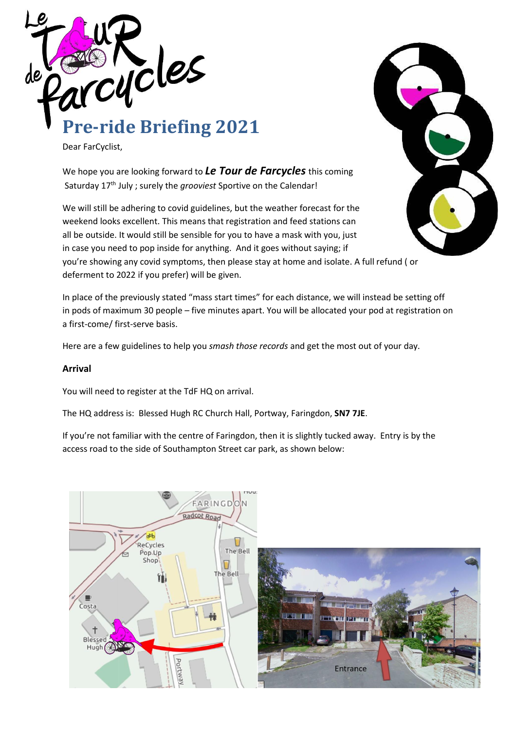# Pre-ride Briefing 2021

Dear FarCyclist,

We hope you are looking forward to ***Le Tour de Farcycles*** this coming Saturday 17th July ; surely the *grooviest* Sportive on the Calendar!

We will still be adhering to covid guidelines, but the weather forecast for the weekend looks excellent. This means that registration and feed stations can all be outside. It would still be sensible for you to have a mask with you, just in case you need to pop inside for anything. And it goes without saying; if you're showing any covid symptoms, then please stay at home and isolate. A full refund ( or deferment to 2022 if you prefer) will be given.

In place of the previously stated "mass start times" for each distance, we will instead be setting off in pods of maximum 30 people – five minutes apart. You will be allocated your pod at registration on a first-come/ first-serve basis.

Here are a few guidelines to help you *smash those records* and get the most out of your day.

### Arrival

You will need to register at the TdF HQ on arrival.

The HQ address is: Blessed Hugh RC Church Hall, Portway, Faringdon, **SN7 7JE**.

If you're not familiar with the centre of Faringdon, then it is slightly tucked away. Entry is by the access road to the side of Southampton Street car park, as shown below: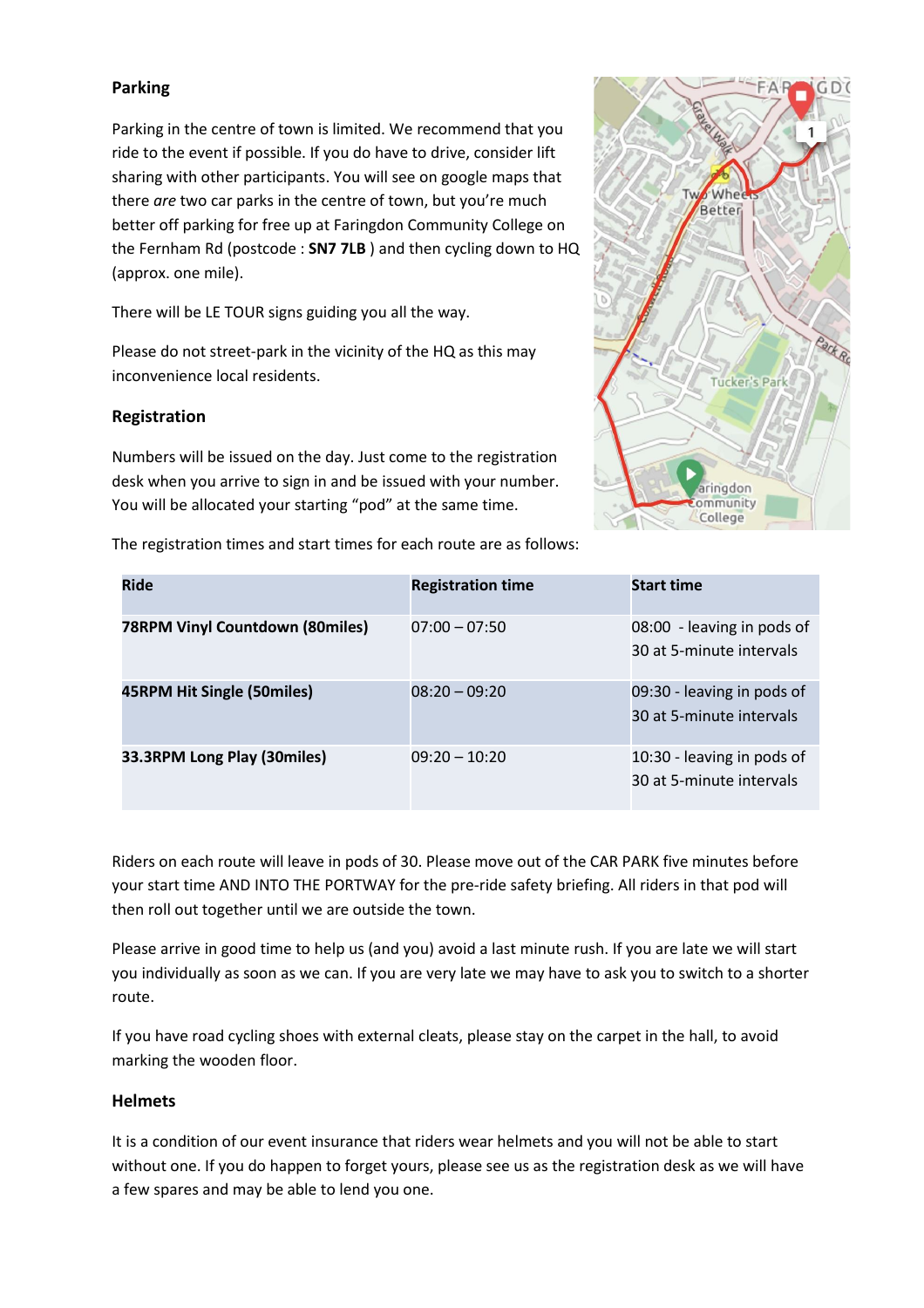## Parking

Parking in the centre of town is limited. We recommend that you ride to the event if possible. If you do have to drive, consider lift sharing with other participants. You will see on google maps that there *are* two car parks in the centre of town, but you're much better off parking for free up at Faringdon Community College on the Fernham Rd (postcode : **SN7 7LB** ) and then cycling down to HQ (approx. one mile).

There will be LE TOUR signs guiding you all the way.

Please do not street-park in the vicinity of the HQ as this may inconvenience local residents.

## Registration

Numbers will be issued on the day. Just come to the registration desk when you arrive to sign in and be issued with your number. You will be allocated your starting "pod" at the same time.

The registration times and start times for each route are as follows:

| Ride | Registration time | Start time |
|---|---|---|
| **78RPM Vinyl Countdown (80miles)** | 07:00 – 07:50 | 08:00 - leaving in pods of 30 at 5-minute intervals |
| **45RPM Hit Single (50miles)** | 08:20 – 09:20 | 09:30 - leaving in pods of 30 at 5-minute intervals |
| **33.3RPM Long Play (30miles)** | 09:20 – 10:20 | 10:30 - leaving in pods of 30 at 5-minute intervals |

Riders on each route will leave in pods of 30. Please move out of the CAR PARK five minutes before your start time AND INTO THE PORTWAY for the pre-ride safety briefing. All riders in that pod will then roll out together until we are outside the town.

Please arrive in good time to help us (and you) avoid a last minute rush. If you are late we will start you individually as soon as we can. If you are very late we may have to ask you to switch to a shorter route.

If you have road cycling shoes with external cleats, please stay on the carpet in the hall, to avoid marking the wooden floor.

## Helmets

It is a condition of our event insurance that riders wear helmets and you will not be able to start without one. If you do happen to forget yours, please see us as the registration desk as we will have a few spares and may be able to lend you one.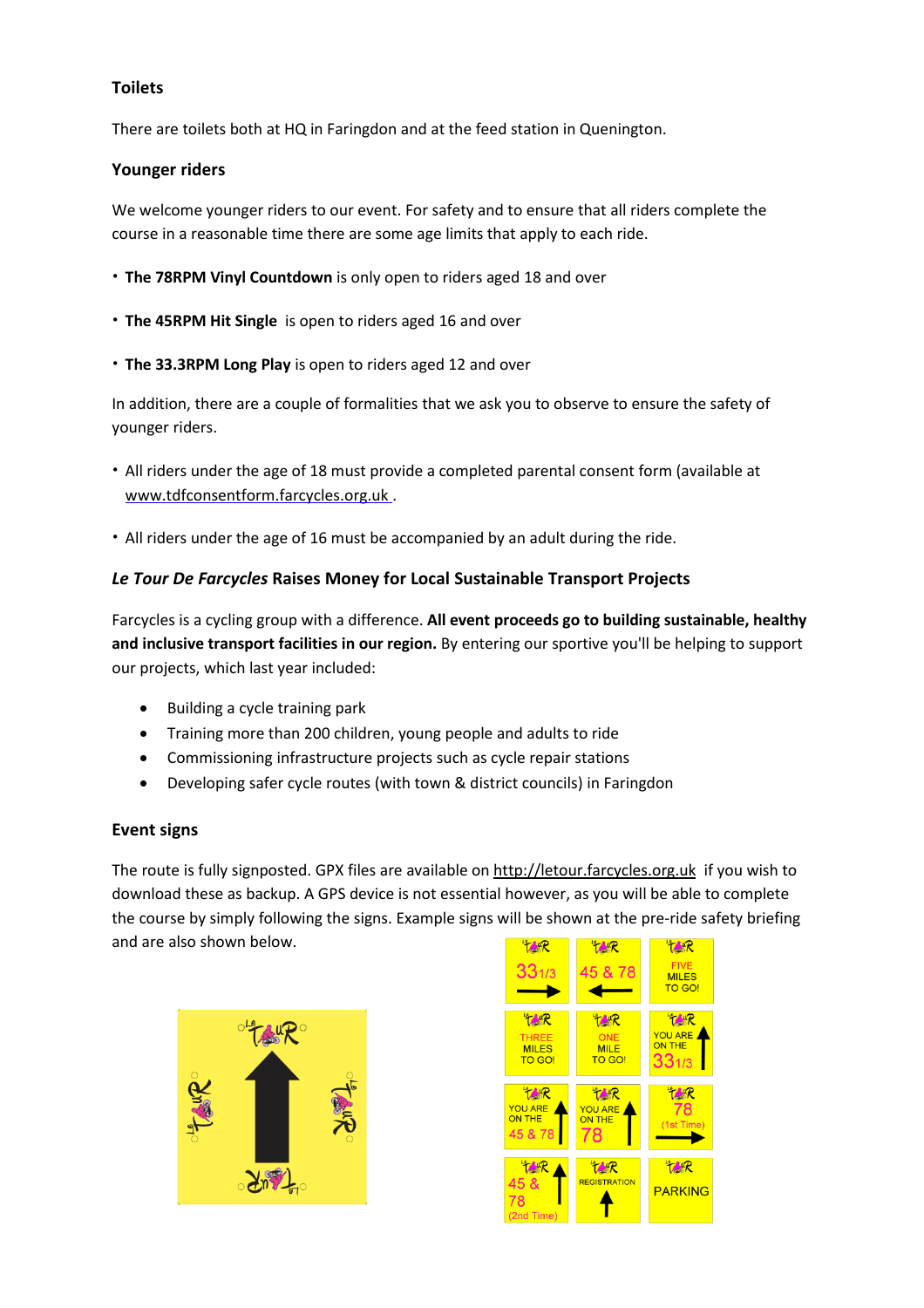### Toilets

There are toilets both at HQ in Faringdon and at the feed station in Quenington.

### Younger riders

We welcome younger riders to our event. For safety and to ensure that all riders complete the course in a reasonable time there are some age limits that apply to each ride.

- **The 78RPM Vinyl Countdown** is only open to riders aged 18 and over
- **The 45RPM Hit Single** is open to riders aged 16 and over
- **The 33.3RPM Long Play** is open to riders aged 12 and over

In addition, there are a couple of formalities that we ask you to observe to ensure the safety of younger riders.

- All riders under the age of 18 must provide a completed parental consent form (available at www.tdfconsentform.farcycles.org.uk .
- All riders under the age of 16 must be accompanied by an adult during the ride.

### *Le Tour De Farcycles* Raises Money for Local Sustainable Transport Projects

Farcycles is a cycling group with a difference. **All event proceeds go to building sustainable, healthy and inclusive transport facilities in our region.** By entering our sportive you'll be helping to support our projects, which last year included:

- Building a cycle training park
- Training more than 200 children, young people and adults to ride
- Commissioning infrastructure projects such as cycle repair stations
- Developing safer cycle routes (with town & district councils) in Faringdon

### Event signs

The route is fully signposted. GPX files are available on http://letour.farcycles.org.uk if you wish to download these as backup. A GPS device is not essential however, as you will be able to complete the course by simply following the signs. Example signs will be shown at the pre-ride safety briefing and are also shown below.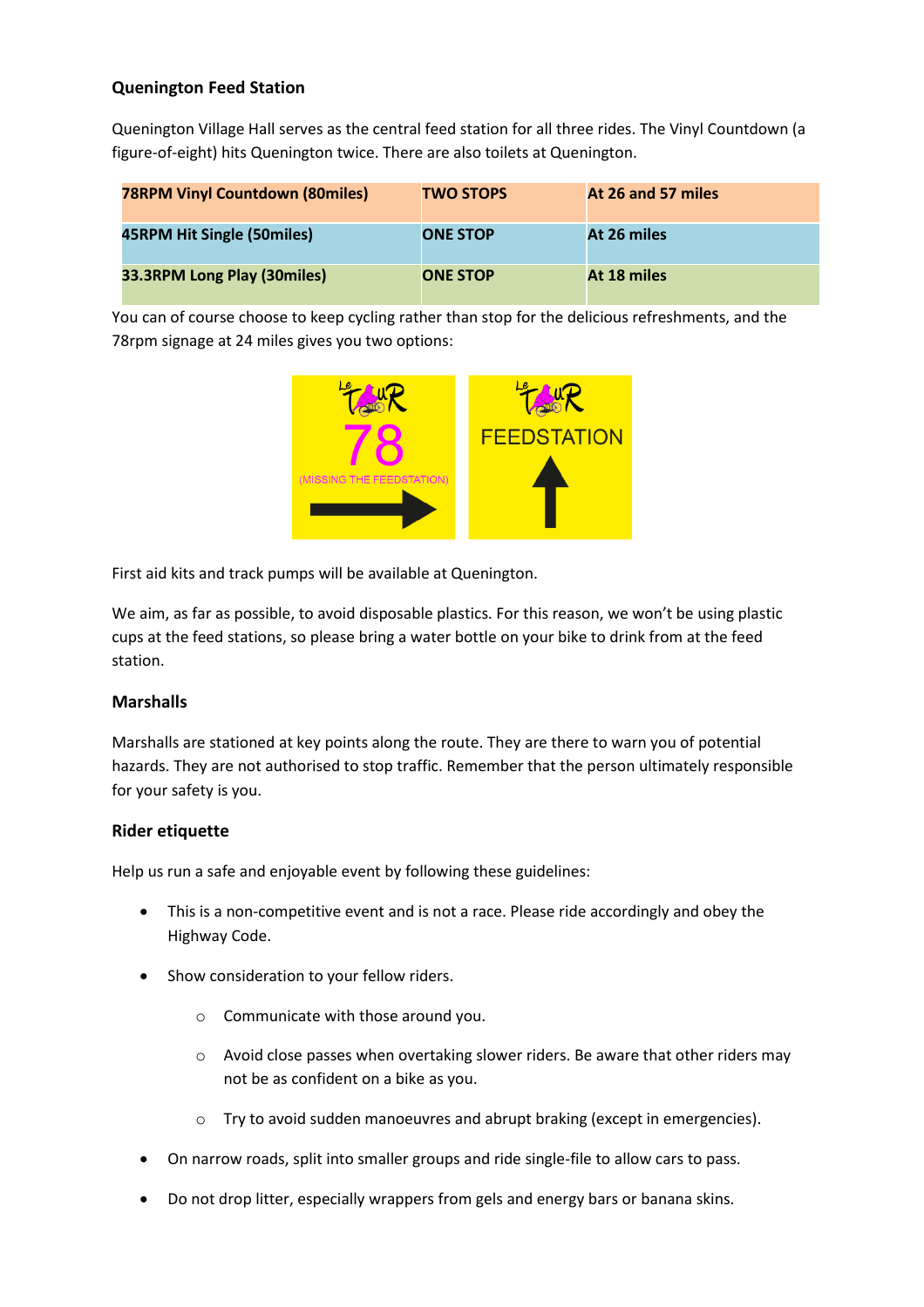### Quenington Feed Station

Quenington Village Hall serves as the central feed station for all three rides. The Vinyl Countdown (a figure-of-eight) hits Quenington twice. There are also toilets at Quenington.

| **78RPM Vinyl Countdown (80miles)** | **TWO STOPS** | **At 26 and 57 miles** |
|---|---|---|
| **45RPM Hit Single (50miles)** | **ONE STOP** | **At 26 miles** |
| **33.3RPM Long Play (30miles)** | **ONE STOP** | **At 18 miles** |

You can of course choose to keep cycling rather than stop for the delicious refreshments, and the 78rpm signage at 24 miles gives you two options:

First aid kits and track pumps will be available at Quenington.

We aim, as far as possible, to avoid disposable plastics. For this reason, we won't be using plastic cups at the feed stations, so please bring a water bottle on your bike to drink from at the feed station.

### Marshalls

Marshalls are stationed at key points along the route. They are there to warn you of potential hazards. They are not authorised to stop traffic. Remember that the person ultimately responsible for your safety is you.

### Rider etiquette

Help us run a safe and enjoyable event by following these guidelines:

- This is a non-competitive event and is not a race. Please ride accordingly and obey the Highway Code.
- Show consideration to your fellow riders.
  - Communicate with those around you.
  - Avoid close passes when overtaking slower riders. Be aware that other riders may not be as confident on a bike as you.
  - Try to avoid sudden manoeuvres and abrupt braking (except in emergencies).
- On narrow roads, split into smaller groups and ride single-file to allow cars to pass.
- Do not drop litter, especially wrappers from gels and energy bars or banana skins.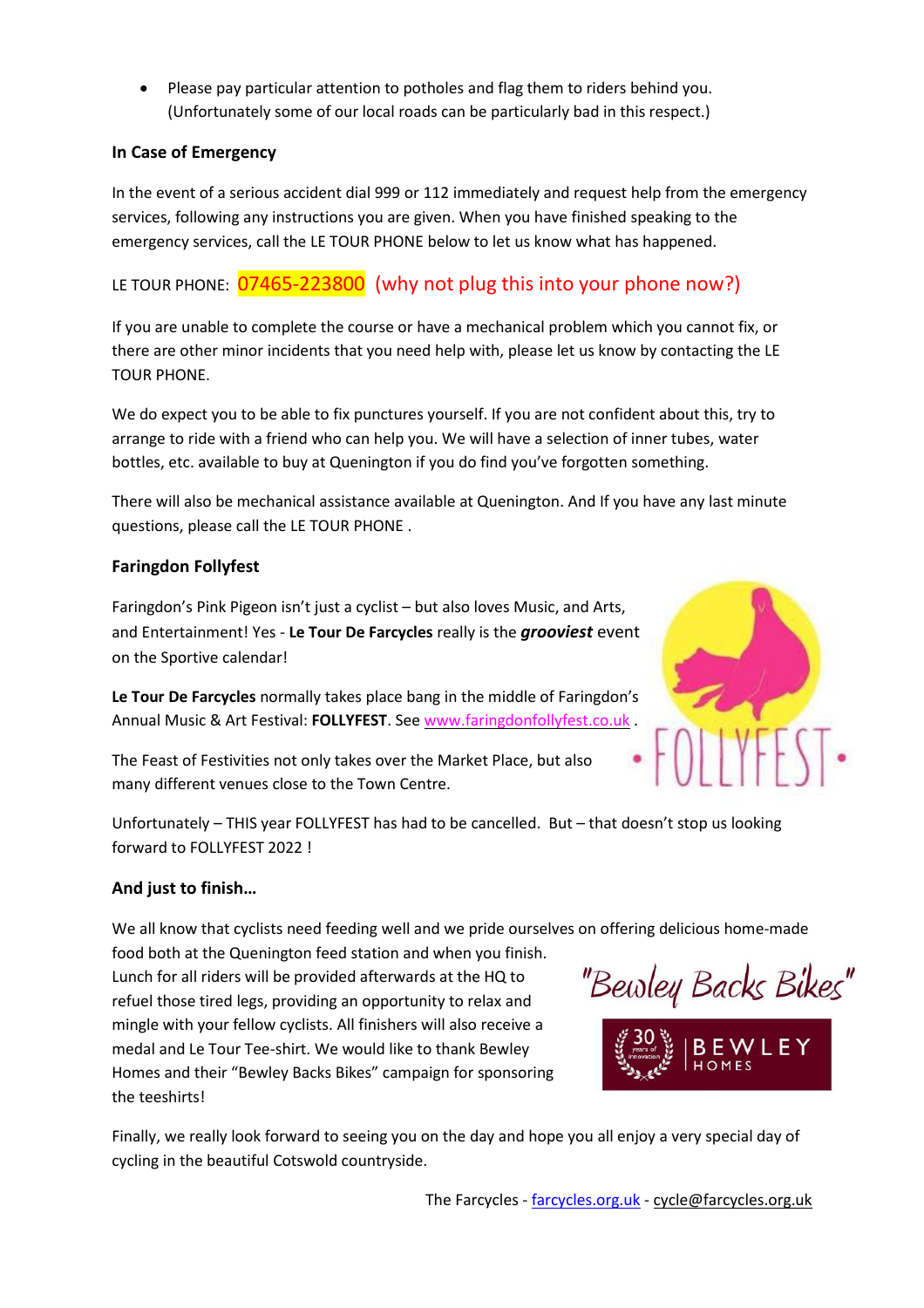- Please pay particular attention to potholes and flag them to riders behind you. (Unfortunately some of our local roads can be particularly bad in this respect.)

### In Case of Emergency

In the event of a serious accident dial 999 or 112 immediately and request help from the emergency services, following any instructions you are given. When you have finished speaking to the emergency services, call the LE TOUR PHONE below to let us know what has happened.

LE TOUR PHONE: 07465-223800 (why not plug this into your phone now?)

If you are unable to complete the course or have a mechanical problem which you cannot fix, or there are other minor incidents that you need help with, please let us know by contacting the LE TOUR PHONE.

We do expect you to be able to fix punctures yourself. If you are not confident about this, try to arrange to ride with a friend who can help you. We will have a selection of inner tubes, water bottles, etc. available to buy at Quenington if you do find you've forgotten something.

There will also be mechanical assistance available at Quenington. And If you have any last minute questions, please call the LE TOUR PHONE .

### Faringdon Follyfest

Faringdon's Pink Pigeon isn't just a cyclist – but also loves Music, and Arts, and Entertainment! Yes - **Le Tour De Farcycles** really is the ***grooviest*** event on the Sportive calendar!

**Le Tour De Farcycles** normally takes place bang in the middle of Faringdon's Annual Music & Art Festival: **FOLLYFEST**. See www.faringdonfollyfest.co.uk .

The Feast of Festivities not only takes over the Market Place, but also many different venues close to the Town Centre.

Unfortunately – THIS year FOLLYFEST has had to be cancelled. But – that doesn't stop us looking forward to FOLLYFEST 2022 !

### And just to finish…

We all know that cyclists need feeding well and we pride ourselves on offering delicious home-made food both at the Quenington feed station and when you finish. Lunch for all riders will be provided afterwards at the HQ to refuel those tired legs, providing an opportunity to relax and mingle with your fellow cyclists. All finishers will also receive a medal and Le Tour Tee-shirt. We would like to thank Bewley Homes and their "Bewley Backs Bikes" campaign for sponsoring the teeshirts!

Finally, we really look forward to seeing you on the day and hope you all enjoy a very special day of cycling in the beautiful Cotswold countryside.

The Farcycles - farcycles.org.uk - cycle@farcycles.org.uk